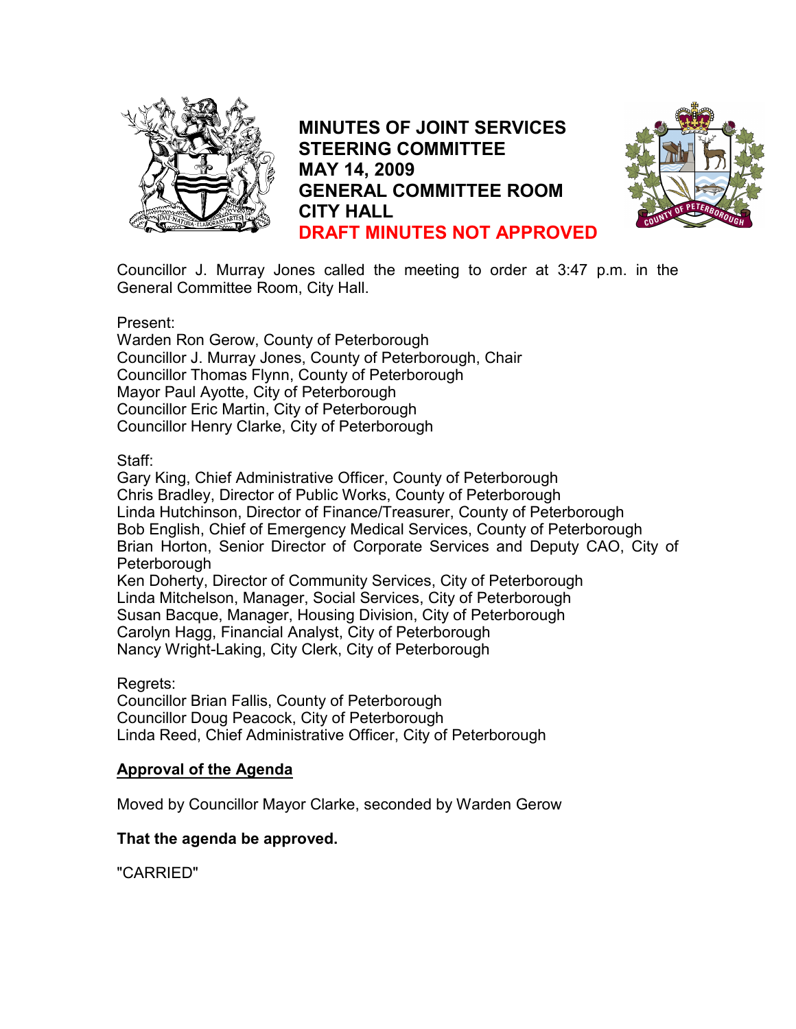# MINUTES OF JOINT SERVICES STEERING COMMITTEE MAY 14, 2009 GENERAL COMMITTEE ROOM CITY HALL

**DRAFT MINUTES NOT APPROVED**

Councillor J. Murray Jones called the meeting to order at 3:47 p.m. in the General Committee Room, City Hall.

Present:
Warden Ron Gerow, County of Peterborough
Councillor J. Murray Jones, County of Peterborough, Chair
Councillor Thomas Flynn, County of Peterborough
Mayor Paul Ayotte, City of Peterborough
Councillor Eric Martin, City of Peterborough
Councillor Henry Clarke, City of Peterborough

Staff:
Gary King, Chief Administrative Officer, County of Peterborough
Chris Bradley, Director of Public Works, County of Peterborough
Linda Hutchinson, Director of Finance/Treasurer, County of Peterborough
Bob English, Chief of Emergency Medical Services, County of Peterborough
Brian Horton, Senior Director of Corporate Services and Deputy CAO, City of Peterborough
Ken Doherty, Director of Community Services, City of Peterborough
Linda Mitchelson, Manager, Social Services, City of Peterborough
Susan Bacque, Manager, Housing Division, City of Peterborough
Carolyn Hagg, Financial Analyst, City of Peterborough
Nancy Wright-Laking, City Clerk, City of Peterborough

Regrets:
Councillor Brian Fallis, County of Peterborough
Councillor Doug Peacock, City of Peterborough
Linda Reed, Chief Administrative Officer, City of Peterborough

## Approval of the Agenda

Moved by Councillor Mayor Clarke, seconded by Warden Gerow

**That the agenda be approved.**

"CARRIED"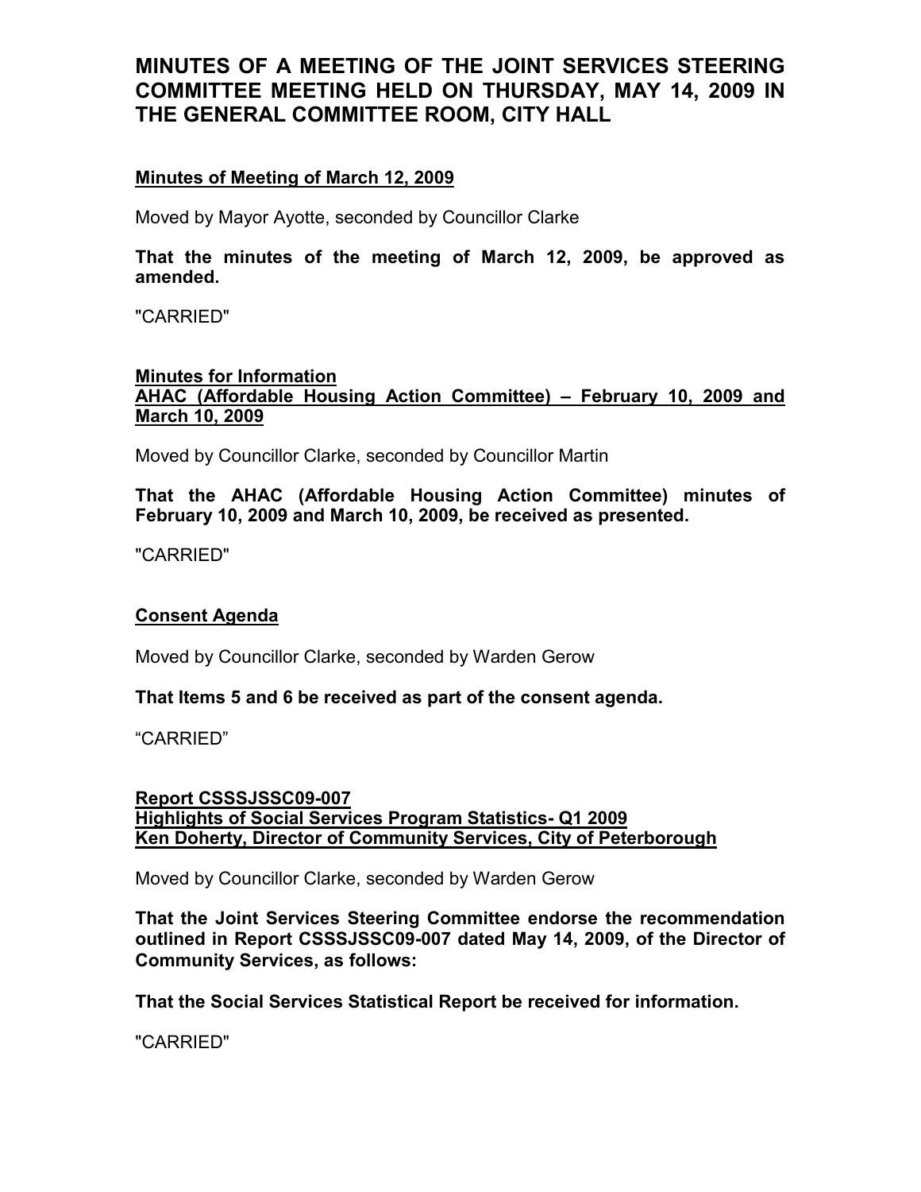# MINUTES OF A MEETING OF THE JOINT SERVICES STEERING COMMITTEE MEETING HELD ON THURSDAY, MAY 14, 2009 IN THE GENERAL COMMITTEE ROOM, CITY HALL

**Minutes of Meeting of March 12, 2009**

Moved by Mayor Ayotte, seconded by Councillor Clarke

**That the minutes of the meeting of March 12, 2009, be approved as amended.**

"CARRIED"

**Minutes for Information**
**AHAC (Affordable Housing Action Committee) – February 10, 2009 and March 10, 2009**

Moved by Councillor Clarke, seconded by Councillor Martin

**That the AHAC (Affordable Housing Action Committee) minutes of February 10, 2009 and March 10, 2009, be received as presented.**

"CARRIED"

**Consent Agenda**

Moved by Councillor Clarke, seconded by Warden Gerow

**That Items 5 and 6 be received as part of the consent agenda.**

"CARRIED"

**Report CSSSJSSC09-007**
**Highlights of Social Services Program Statistics- Q1 2009**
**Ken Doherty, Director of Community Services, City of Peterborough**

Moved by Councillor Clarke, seconded by Warden Gerow

**That the Joint Services Steering Committee endorse the recommendation outlined in Report CSSSJSSC09-007 dated May 14, 2009, of the Director of Community Services, as follows:**

**That the Social Services Statistical Report be received for information.**

"CARRIED"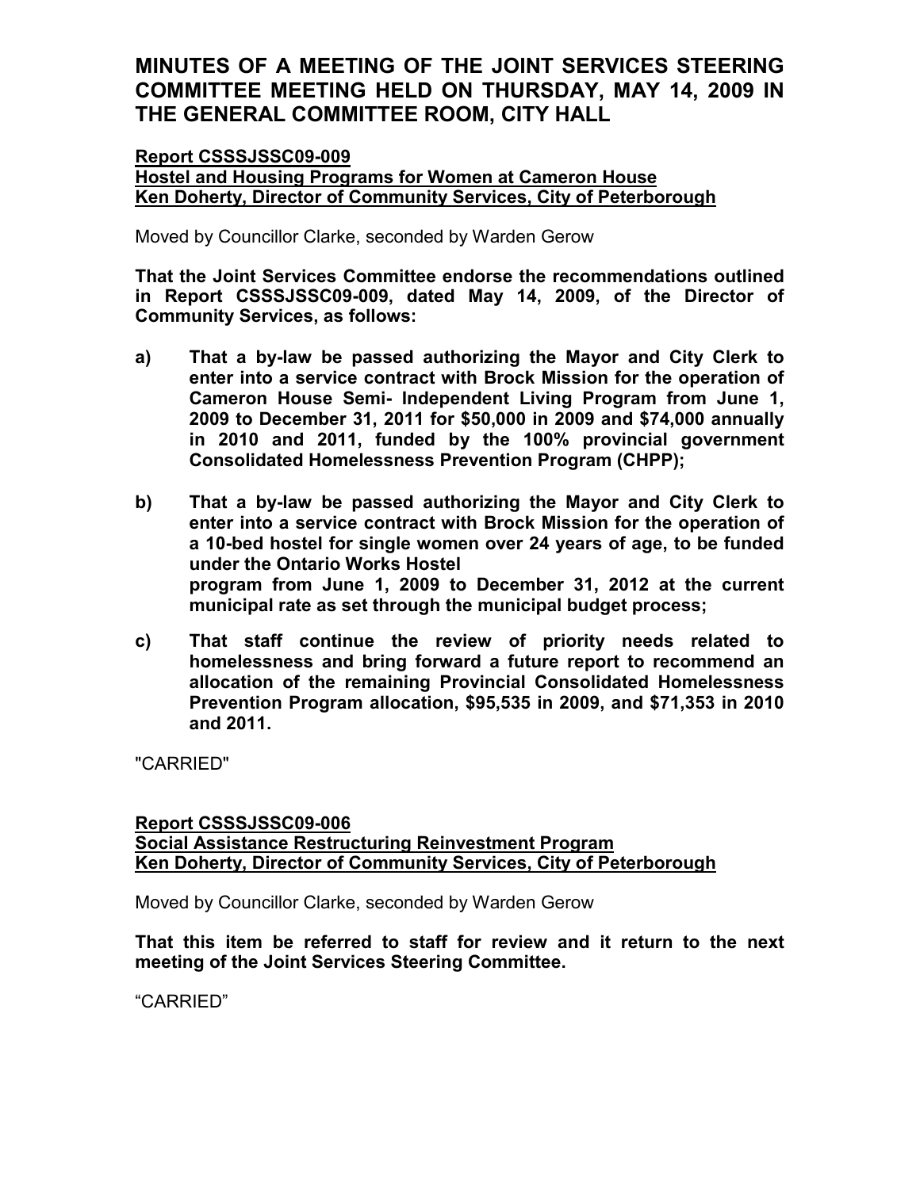# MINUTES OF A MEETING OF THE JOINT SERVICES STEERING COMMITTEE MEETING HELD ON THURSDAY, MAY 14, 2009 IN THE GENERAL COMMITTEE ROOM, CITY HALL

**Report CSSSJSSC09-009**
**Hostel and Housing Programs for Women at Cameron House**
**Ken Doherty, Director of Community Services, City of Peterborough**

Moved by Councillor Clarke, seconded by Warden Gerow

**That the Joint Services Committee endorse the recommendations outlined in Report CSSSJSSC09-009, dated May 14, 2009, of the Director of Community Services, as follows:**

**a) That a by-law be passed authorizing the Mayor and City Clerk to enter into a service contract with Brock Mission for the operation of Cameron House Semi- Independent Living Program from June 1, 2009 to December 31, 2011 for $50,000 in 2009 and $74,000 annually in 2010 and 2011, funded by the 100% provincial government Consolidated Homelessness Prevention Program (CHPP);**

**b) That a by-law be passed authorizing the Mayor and City Clerk to enter into a service contract with Brock Mission for the operation of a 10-bed hostel for single women over 24 years of age, to be funded under the Ontario Works Hostel program from June 1, 2009 to December 31, 2012 at the current municipal rate as set through the municipal budget process;**

**c) That staff continue the review of priority needs related to homelessness and bring forward a future report to recommend an allocation of the remaining Provincial Consolidated Homelessness Prevention Program allocation, $95,535 in 2009, and $71,353 in 2010 and 2011.**

"CARRIED"

**Report CSSSJSSC09-006**
**Social Assistance Restructuring Reinvestment Program**
**Ken Doherty, Director of Community Services, City of Peterborough**

Moved by Councillor Clarke, seconded by Warden Gerow

**That this item be referred to staff for review and it return to the next meeting of the Joint Services Steering Committee.**

"CARRIED"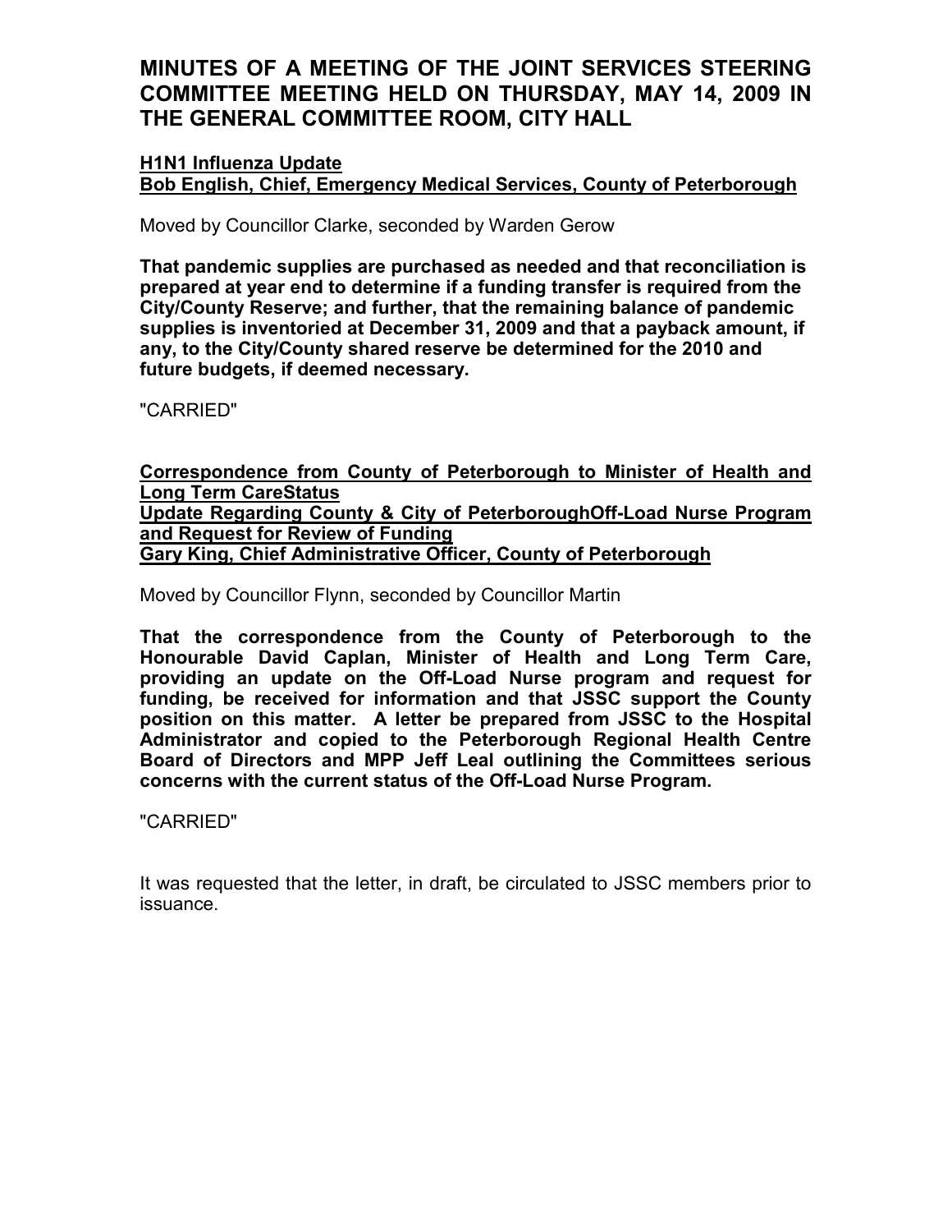# MINUTES OF A MEETING OF THE JOINT SERVICES STEERING COMMITTEE MEETING HELD ON THURSDAY, MAY 14, 2009 IN THE GENERAL COMMITTEE ROOM, CITY HALL

**H1N1 Influenza Update**
**Bob English, Chief, Emergency Medical Services, County of Peterborough**

Moved by Councillor Clarke, seconded by Warden Gerow

**That pandemic supplies are purchased as needed and that reconciliation is prepared at year end to determine if a funding transfer is required from the City/County Reserve; and further, that the remaining balance of pandemic supplies is inventoried at December 31, 2009 and that a payback amount, if any, to the City/County shared reserve be determined for the 2010 and future budgets, if deemed necessary.**

"CARRIED"

**Correspondence from County of Peterborough to Minister of Health and Long Term CareStatus**
**Update Regarding County & City of PeterboroughOff-Load Nurse Program and Request for Review of Funding**
**Gary King, Chief Administrative Officer, County of Peterborough**

Moved by Councillor Flynn, seconded by Councillor Martin

**That the correspondence from the County of Peterborough to the Honourable David Caplan, Minister of Health and Long Term Care, providing an update on the Off-Load Nurse program and request for funding, be received for information and that JSSC support the County position on this matter. A letter be prepared from JSSC to the Hospital Administrator and copied to the Peterborough Regional Health Centre Board of Directors and MPP Jeff Leal outlining the Committees serious concerns with the current status of the Off-Load Nurse Program.**

"CARRIED"

It was requested that the letter, in draft, be circulated to JSSC members prior to issuance.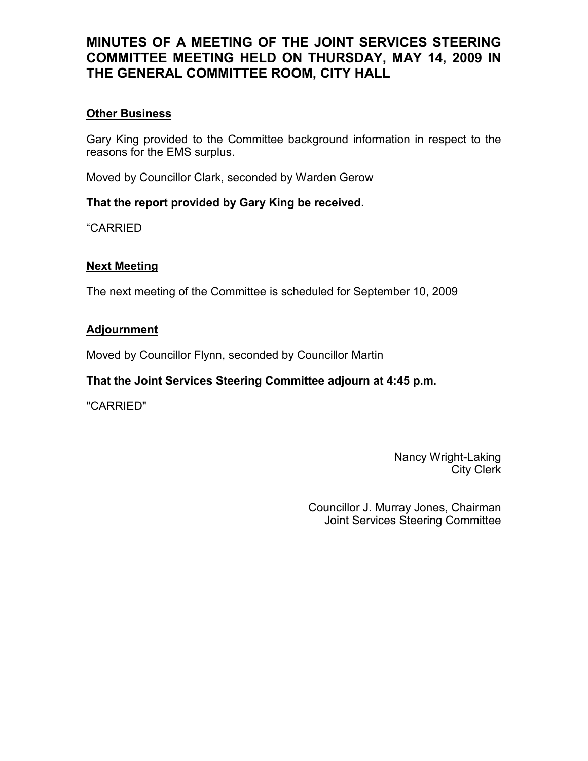# MINUTES OF A MEETING OF THE JOINT SERVICES STEERING COMMITTEE MEETING HELD ON THURSDAY, MAY 14, 2009 IN THE GENERAL COMMITTEE ROOM, CITY HALL

## Other Business

Gary King provided to the Committee background information in respect to the reasons for the EMS surplus.

Moved by Councillor Clark, seconded by Warden Gerow

**That the report provided by Gary King be received.**

“CARRIED

## Next Meeting

The next meeting of the Committee is scheduled for September 10, 2009

## Adjournment

Moved by Councillor Flynn, seconded by Councillor Martin

**That the Joint Services Steering Committee adjourn at 4:45 p.m.**

"CARRIED"

Nancy Wright-Laking
City Clerk

Councillor J. Murray Jones, Chairman
Joint Services Steering Committee